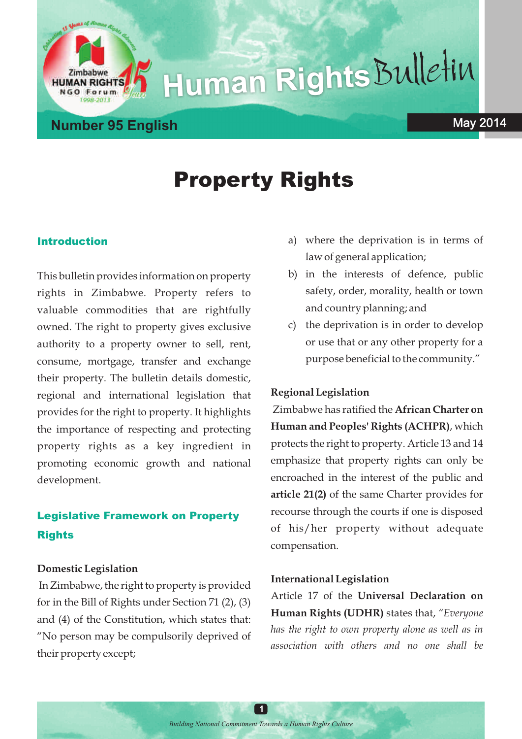# Human Rights Bulletin

Number 95 English

May 2014

# Property Rights

## Introduction

This bulletin provides information on property rights in Zimbabwe. Property refers to valuable commodities that are rightfully owned. The right to property gives exclusive authority to a property owner to sell, rent, consume, mortgage, transfer and exchange their property. The bulletin details domestic, regional and international legislation that provides for the right to property. It highlights the importance of respecting and protecting property rights as a key ingredient in promoting economic growth and national development.

## Legislative Framework on Property Rights

### Domestic Legislation

In Zimbabwe, the right to property is provided for in the Bill of Rights under Section 71 (2), (3) and (4) of the Constitution, which states that: "No person may be compulsorily deprived of their property except;

a) where the deprivation is in terms of law of general application;
b) in the interests of defence, public safety, order, morality, health or town and country planning; and
c) the deprivation is in order to develop or use that or any other property for a purpose beneficial to the community."

### Regional Legislation

Zimbabwe has ratified the **African Charter on Human and Peoples' Rights (ACHPR)**, which protects the right to property. Article 13 and 14 emphasize that property rights can only be encroached in the interest of the public and **article 21(2)** of the same Charter provides for recourse through the courts if one is disposed of his/her property without adequate compensation.

### International Legislation

Article 17 of the **Universal Declaration on Human Rights (UDHR)** states that, *"Everyone has the right to own property alone as well as in association with others and no one shall be*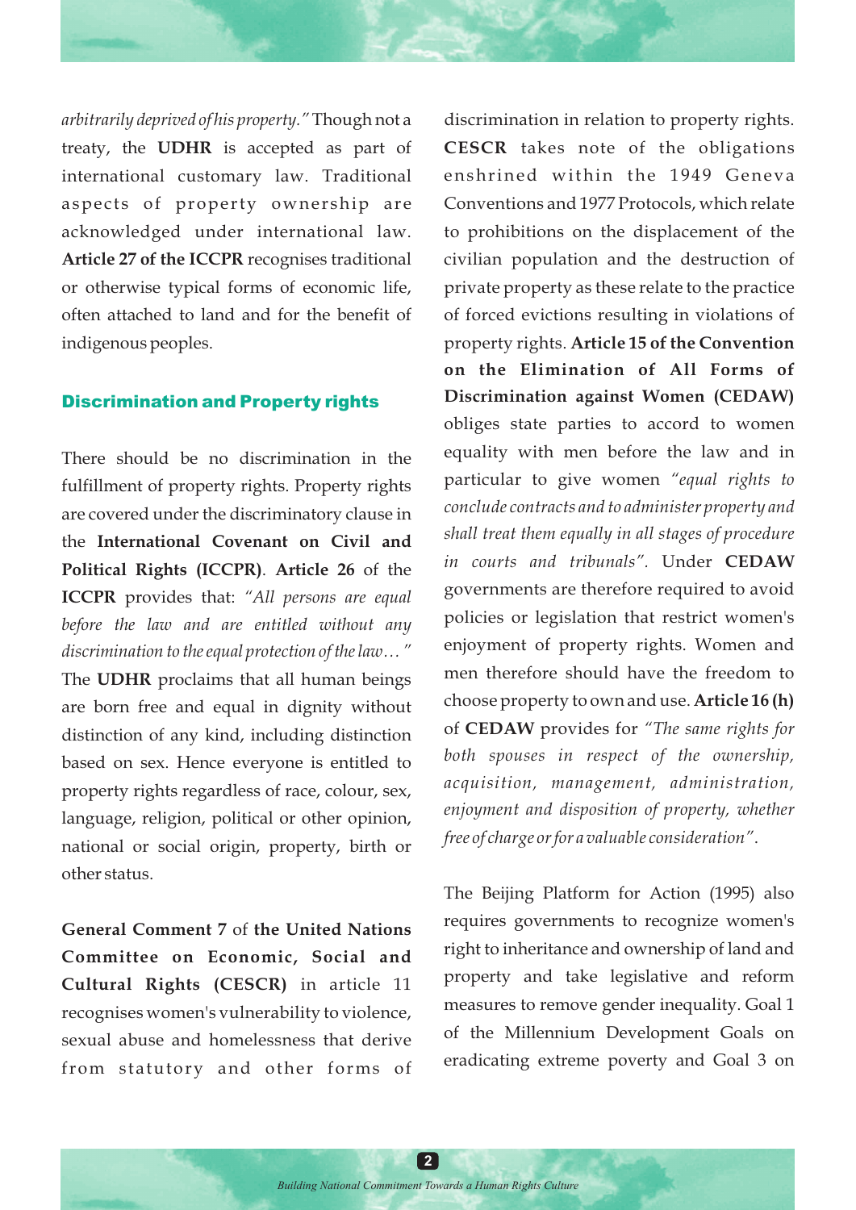*arbitrarily deprived of his property."* Though not a treaty, the **UDHR** is accepted as part of international customary law. Traditional aspects of property ownership are acknowledged under international law. **Article 27 of the ICCPR** recognises traditional or otherwise typical forms of economic life, often attached to land and for the benefit of indigenous peoples.

### Discrimination and Property rights

There should be no discrimination in the fulfillment of property rights. Property rights are covered under the discriminatory clause in the **International Covenant on Civil and Political Rights (ICCPR)**. **Article 26** of the **ICCPR** provides that: *"All persons are equal before the law and are entitled without any discrimination to the equal protection of the law… "* The **UDHR** proclaims that all human beings are born free and equal in dignity without distinction of any kind, including distinction based on sex. Hence everyone is entitled to property rights regardless of race, colour, sex, language, religion, political or other opinion, national or social origin, property, birth or other status.

**General Comment 7** of **the United Nations Committee on Economic, Social and Cultural Rights (CESCR)** in article 11 recognises women's vulnerability to violence, sexual abuse and homelessness that derive from statutory and other forms of discrimination in relation to property rights. **CESCR** takes note of the obligations enshrined within the 1949 Geneva Conventions and 1977 Protocols, which relate to prohibitions on the displacement of the civilian population and the destruction of private property as these relate to the practice of forced evictions resulting in violations of property rights. **Article 15 of the Convention on the Elimination of All Forms of Discrimination against Women (CEDAW)** obliges state parties to accord to women equality with men before the law and in particular to give women *"equal rights to conclude contracts and to administer property and shall treat them equally in all stages of procedure in courts and tribunals".* Under **CEDAW** governments are therefore required to avoid policies or legislation that restrict women's enjoyment of property rights. Women and men therefore should have the freedom to choose property to own and use. **Article 16 (h)** of **CEDAW** provides for *"The same rights for both spouses in respect of the ownership, acquisition, management, administration, enjoyment and disposition of property, whether free of charge or for a valuable consideration"*.

The Beijing Platform for Action (1995) also requires governments to recognize women's right to inheritance and ownership of land and property and take legislative and reform measures to remove gender inequality. Goal 1 of the Millennium Development Goals on eradicating extreme poverty and Goal 3 on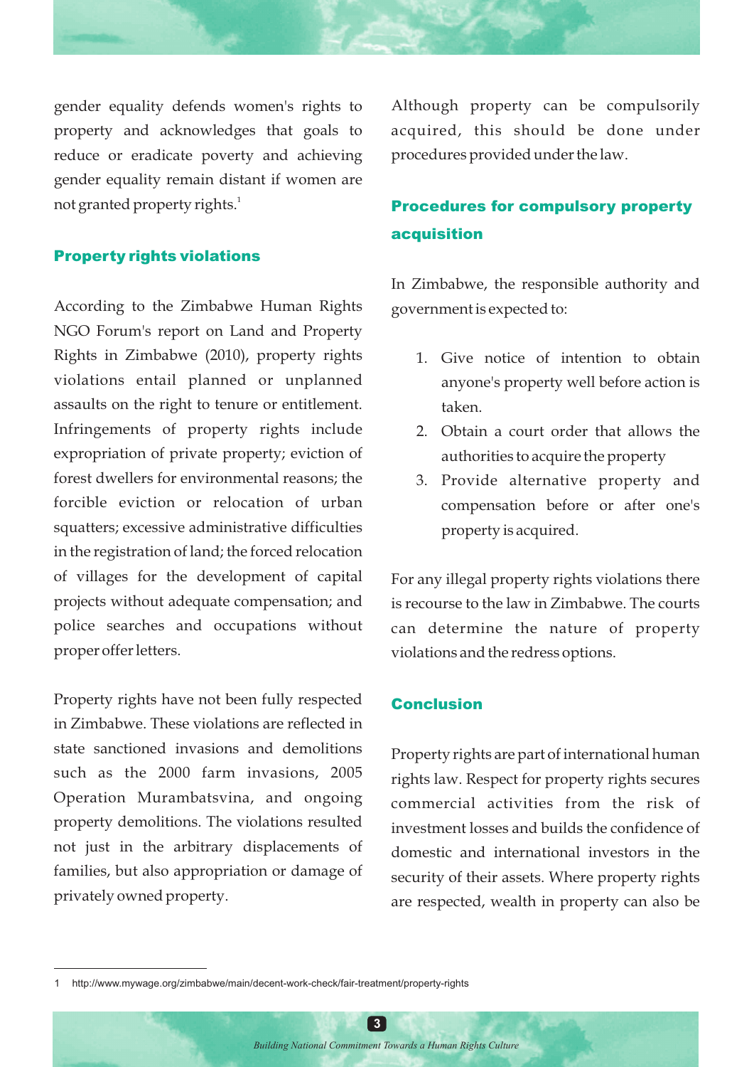gender equality defends women's rights to property and acknowledges that goals to reduce or eradicate poverty and achieving gender equality remain distant if women are not granted property rights.[1]

## Property rights violations

According to the Zimbabwe Human Rights NGO Forum's report on Land and Property Rights in Zimbabwe (2010), property rights violations entail planned or unplanned assaults on the right to tenure or entitlement. Infringements of property rights include expropriation of private property; eviction of forest dwellers for environmental reasons; the forcible eviction or relocation of urban squatters; excessive administrative difficulties in the registration of land; the forced relocation of villages for the development of capital projects without adequate compensation; and police searches and occupations without proper offer letters.

Property rights have not been fully respected in Zimbabwe. These violations are reflected in state sanctioned invasions and demolitions such as the 2000 farm invasions, 2005 Operation Murambatsvina, and ongoing property demolitions. The violations resulted not just in the arbitrary displacements of families, but also appropriation or damage of privately owned property.

Although property can be compulsorily acquired, this should be done under procedures provided under the law.

## Procedures for compulsory property acquisition

In Zimbabwe, the responsible authority and government is expected to:

1. Give notice of intention to obtain anyone's property well before action is taken.
2. Obtain a court order that allows the authorities to acquire the property
3. Provide alternative property and compensation before or after one's property is acquired.

For any illegal property rights violations there is recourse to the law in Zimbabwe. The courts can determine the nature of property violations and the redress options.

## Conclusion

Property rights are part of international human rights law. Respect for property rights secures commercial activities from the risk of investment losses and builds the confidence of domestic and international investors in the security of their assets. Where property rights are respected, wealth in property can also be

---

1 http://www.mywage.org/zimbabwe/main/decent-work-check/fair-treatment/property-rights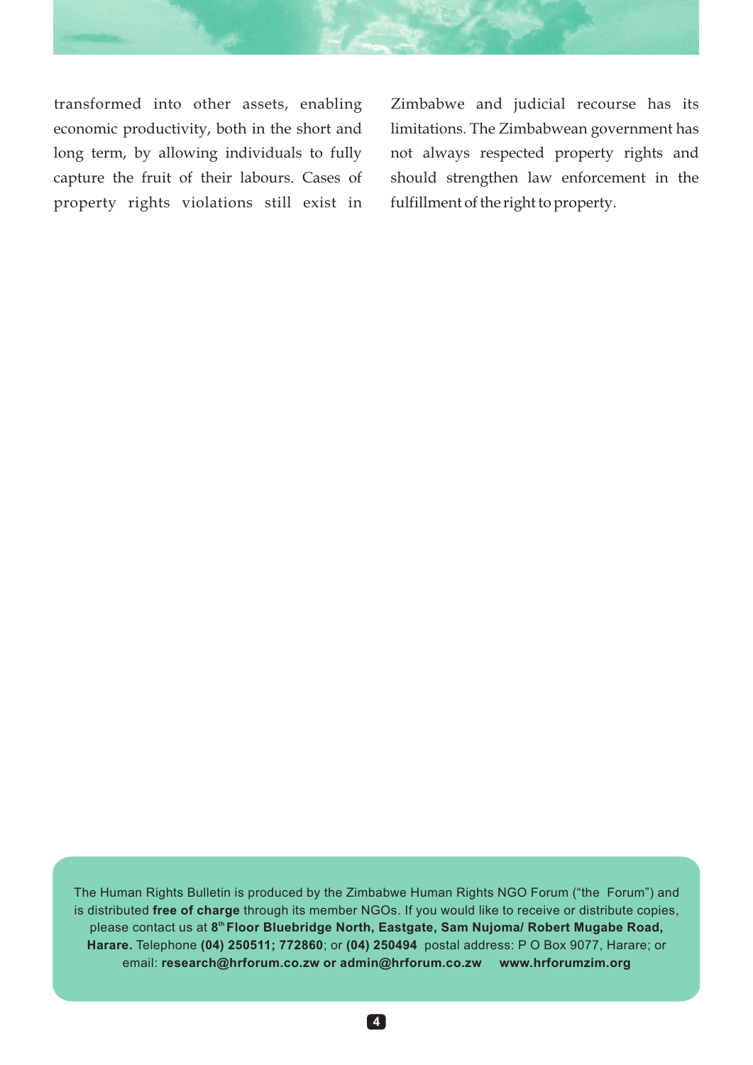transformed into other assets, enabling economic productivity, both in the short and long term, by allowing individuals to fully capture the fruit of their labours. Cases of property rights violations still exist in Zimbabwe and judicial recourse has its limitations. The Zimbabwean government has not always respected property rights and should strengthen law enforcement in the fulfillment of the right to property.

The Human Rights Bulletin is produced by the Zimbabwe Human Rights NGO Forum ("the Forum") and is distributed **free of charge** through its member NGOs. If you would like to receive or distribute copies, please contact us at **8th Floor Bluebridge North, Eastgate, Sam Nujoma/ Robert Mugabe Road, Harare.** Telephone **(04) 250511; 772860**; or **(04) 250494** postal address: P O Box 9077, Harare; or email: **research@hrforum.co.zw or admin@hrforum.co.zw** **www.hrforumzim.org**